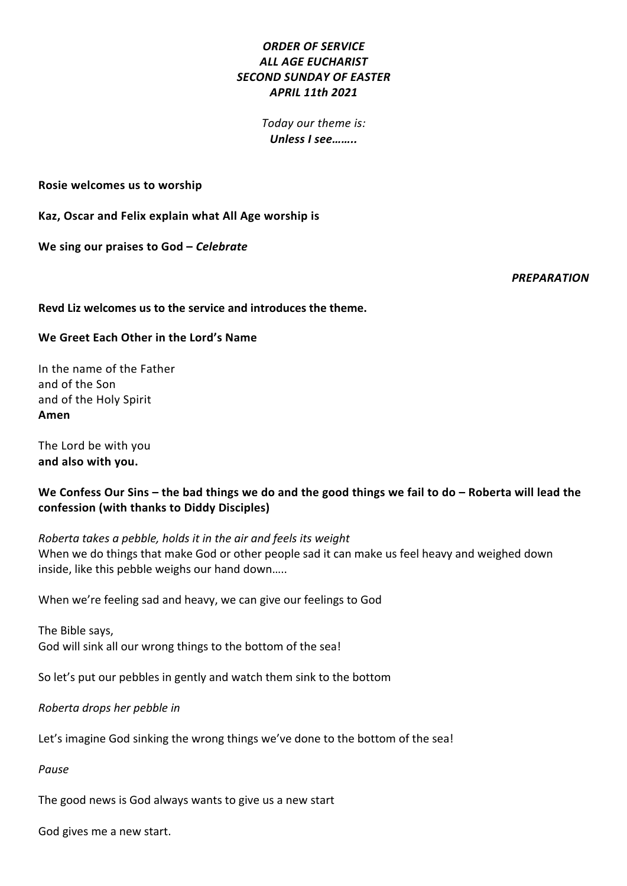***ORDER OF SERVICE***
***ALL AGE EUCHARIST***
***SECOND SUNDAY OF EASTER***
***APRIL 11th 2021***

*Today our theme is:*
***Unless I see……..***

**Rosie welcomes us to worship**

**Kaz, Oscar and Felix explain what All Age worship is**

**We sing our praises to God –** ***Celebrate***

***PREPARATION***

**Revd Liz welcomes us to the service and introduces the theme.**

**We Greet Each Other in the Lord's Name**

In the name of the Father
and of the Son
and of the Holy Spirit
**Amen**

The Lord be with you
**and also with you.**

**We Confess Our Sins – the bad things we do and the good things we fail to do – Roberta will lead the confession (with thanks to Diddy Disciples)**

*Roberta takes a pebble, holds it in the air and feels its weight*
When we do things that make God or other people sad it can make us feel heavy and weighed down inside, like this pebble weighs our hand down…..

When we're feeling sad and heavy, we can give our feelings to God

The Bible says,
God will sink all our wrong things to the bottom of the sea!

So let's put our pebbles in gently and watch them sink to the bottom

*Roberta drops her pebble in*

Let's imagine God sinking the wrong things we've done to the bottom of the sea!

*Pause*

The good news is God always wants to give us a new start

God gives me a new start.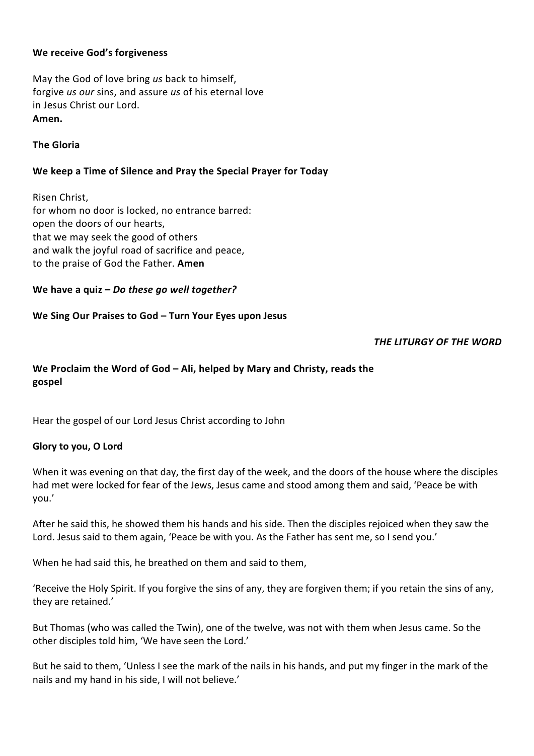**We receive God's forgiveness**

May the God of love bring *us* back to himself,
forgive *us our* sins, and assure *us* of his eternal love
in Jesus Christ our Lord.
**Amen.**

**The Gloria**

**We keep a Time of Silence and Pray the Special Prayer for Today**

Risen Christ,
for whom no door is locked, no entrance barred:
open the doors of our hearts,
that we may seek the good of others
and walk the joyful road of sacrifice and peace,
to the praise of God the Father. **Amen**

**We have a quiz –** ***Do these go well together?***

**We Sing Our Praises to God – Turn Your Eyes upon Jesus**

***THE LITURGY OF THE WORD***

**We Proclaim the Word of God – Ali, helped by Mary and Christy, reads the gospel**

Hear the gospel of our Lord Jesus Christ according to John

**Glory to you, O Lord**

When it was evening on that day, the first day of the week, and the doors of the house where the disciples had met were locked for fear of the Jews, Jesus came and stood among them and said, 'Peace be with you.'

After he said this, he showed them his hands and his side. Then the disciples rejoiced when they saw the Lord. Jesus said to them again, 'Peace be with you. As the Father has sent me, so I send you.'

When he had said this, he breathed on them and said to them,

'Receive the Holy Spirit. If you forgive the sins of any, they are forgiven them; if you retain the sins of any, they are retained.'

But Thomas (who was called the Twin), one of the twelve, was not with them when Jesus came. So the other disciples told him, 'We have seen the Lord.'

But he said to them, 'Unless I see the mark of the nails in his hands, and put my finger in the mark of the nails and my hand in his side, I will not believe.'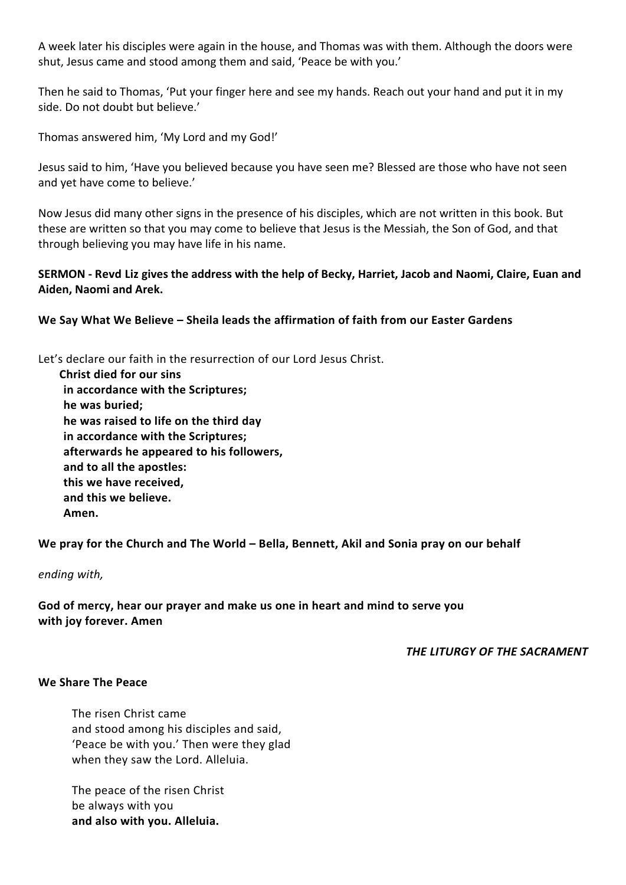A week later his disciples were again in the house, and Thomas was with them. Although the doors were shut, Jesus came and stood among them and said, 'Peace be with you.'

Then he said to Thomas, 'Put your finger here and see my hands. Reach out your hand and put it in my side. Do not doubt but believe.'

Thomas answered him, 'My Lord and my God!'

Jesus said to him, 'Have you believed because you have seen me? Blessed are those who have not seen and yet have come to believe.'

Now Jesus did many other signs in the presence of his disciples, which are not written in this book. But these are written so that you may come to believe that Jesus is the Messiah, the Son of God, and that through believing you may have life in his name.

**SERMON - Revd Liz gives the address with the help of Becky, Harriet, Jacob and Naomi, Claire, Euan and Aiden, Naomi and Arek.**

**We Say What We Believe – Sheila leads the affirmation of faith from our Easter Gardens**

Let's declare our faith in the resurrection of our Lord Jesus Christ.

**Christ died for our sins**
**in accordance with the Scriptures;**
**he was buried;**
**he was raised to life on the third day**
**in accordance with the Scriptures;**
**afterwards he appeared to his followers,**
**and to all the apostles:**
**this we have received,**
**and this we believe.**
**Amen.**

**We pray for the Church and The World – Bella, Bennett, Akil and Sonia pray on our behalf**

*ending with,*

**God of mercy, hear our prayer and make us one in heart and mind to serve you with joy forever. Amen**

***THE LITURGY OF THE SACRAMENT***

**We Share The Peace**

The risen Christ came
and stood among his disciples and said,
'Peace be with you.' Then were they glad
when they saw the Lord. Alleluia.

The peace of the risen Christ
be always with you
**and also with you. Alleluia.**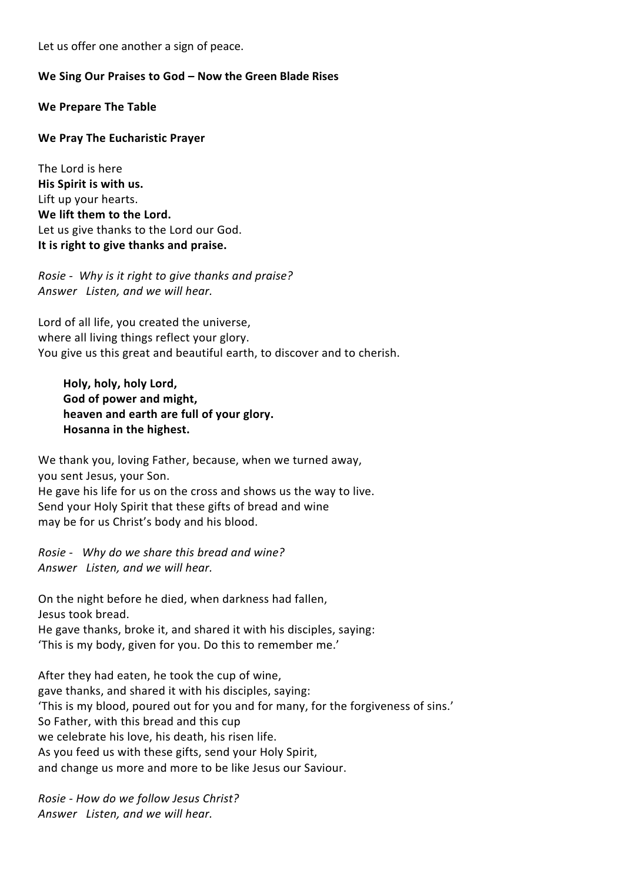Let us offer one another a sign of peace.

**We Sing Our Praises to God – Now the Green Blade Rises**

**We Prepare The Table**

**We Pray The Eucharistic Prayer**

The Lord is here
**His Spirit is with us.**
Lift up your hearts.
**We lift them to the Lord.**
Let us give thanks to the Lord our God.
**It is right to give thanks and praise.**

*Rosie - Why is it right to give thanks and praise?*
*Answer Listen, and we will hear.*

Lord of all life, you created the universe,
where all living things reflect your glory.
You give us this great and beautiful earth, to discover and to cherish.

> **Holy, holy, holy Lord,**
> **God of power and might,**
> **heaven and earth are full of your glory.**
> **Hosanna in the highest.**

We thank you, loving Father, because, when we turned away,
you sent Jesus, your Son.
He gave his life for us on the cross and shows us the way to live.
Send your Holy Spirit that these gifts of bread and wine
may be for us Christ's body and his blood.

*Rosie - Why do we share this bread and wine?*
*Answer Listen, and we will hear.*

On the night before he died, when darkness had fallen,
Jesus took bread.
He gave thanks, broke it, and shared it with his disciples, saying:
'This is my body, given for you. Do this to remember me.'

After they had eaten, he took the cup of wine,
gave thanks, and shared it with his disciples, saying:
'This is my blood, poured out for you and for many, for the forgiveness of sins.'
So Father, with this bread and this cup
we celebrate his love, his death, his risen life.
As you feed us with these gifts, send your Holy Spirit,
and change us more and more to be like Jesus our Saviour.

*Rosie - How do we follow Jesus Christ?*
*Answer Listen, and we will hear.*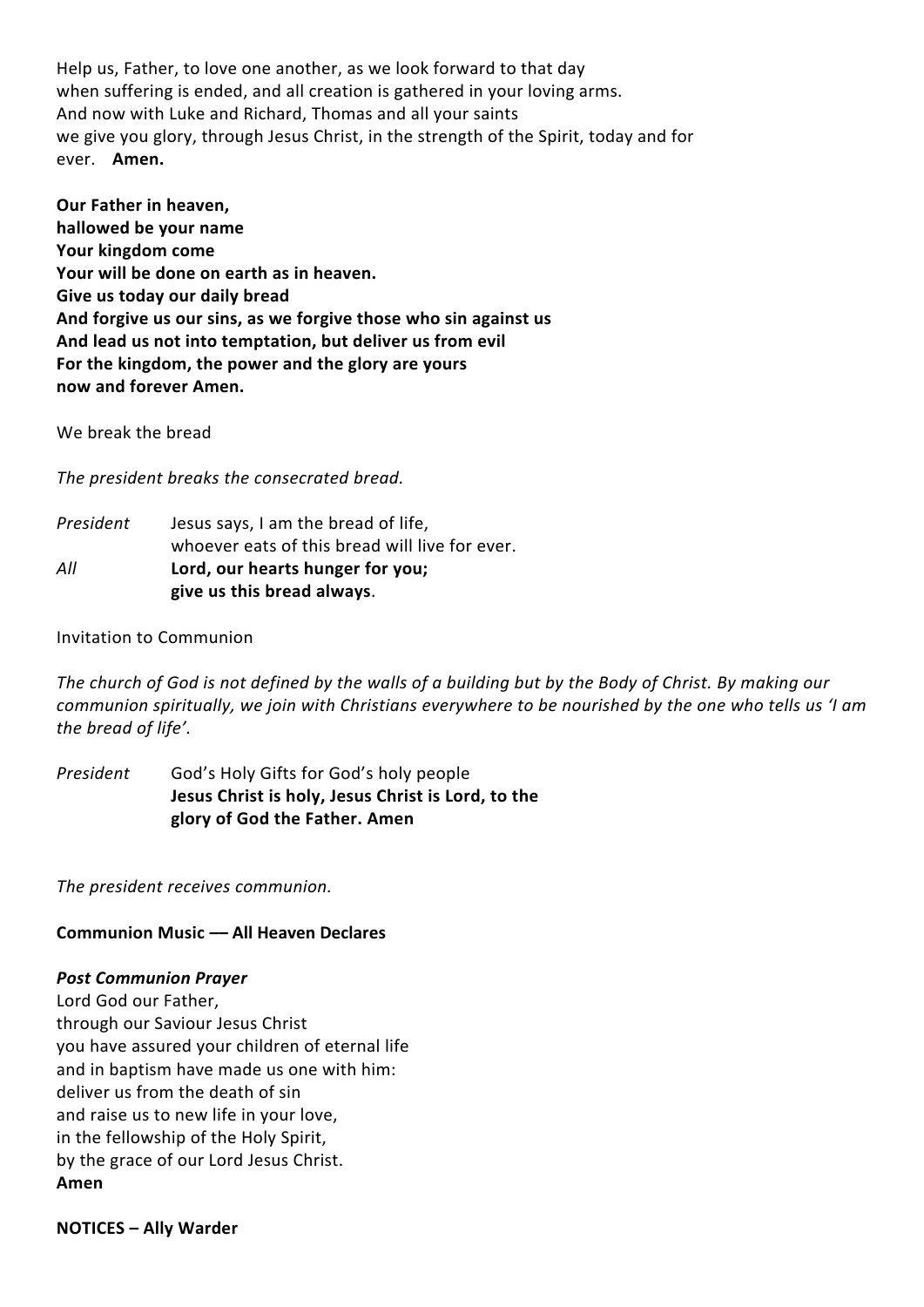Help us, Father, to love one another, as we look forward to that day
when suffering is ended, and all creation is gathered in your loving arms.
And now with Luke and Richard, Thomas and all your saints
we give you glory, through Jesus Christ, in the strength of the Spirit, today and for ever. **Amen.**

**Our Father in heaven,**
**hallowed be your name**
**Your kingdom come**
**Your will be done on earth as in heaven.**
**Give us today our daily bread**
**And forgive us our sins, as we forgive those who sin against us**
**And lead us not into temptation, but deliver us from evil**
**For the kingdom, the power and the glory are yours**
**now and forever Amen.**

We break the bread

*The president breaks the consecrated bread.*

*President* Jesus says, I am the bread of life,
whoever eats of this bread will live for ever.
*All* **Lord, our hearts hunger for you;**
**give us this bread always**.

Invitation to Communion

*The church of God is not defined by the walls of a building but by the Body of Christ. By making our communion spiritually, we join with Christians everywhere to be nourished by the one who tells us 'I am the bread of life'.*

*President* God's Holy Gifts for God's holy people
**Jesus Christ is holy, Jesus Christ is Lord, to the glory of God the Father. Amen**

*The president receives communion.*

**Communion Music –– All Heaven Declares**

***Post Communion Prayer***
Lord God our Father,
through our Saviour Jesus Christ
you have assured your children of eternal life
and in baptism have made us one with him:
deliver us from the death of sin
and raise us to new life in your love,
in the fellowship of the Holy Spirit,
by the grace of our Lord Jesus Christ.
**Amen**

**NOTICES – Ally Warder**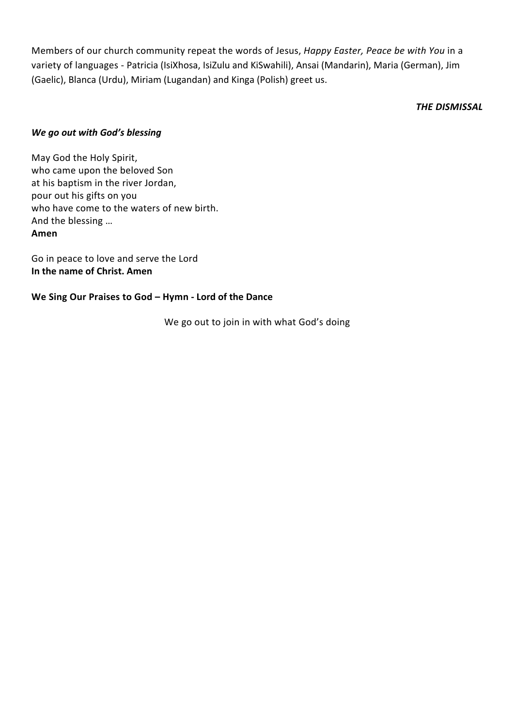Members of our church community repeat the words of Jesus, *Happy Easter, Peace be with You* in a variety of languages - Patricia (IsiXhosa, IsiZulu and KiSwahili), Ansai (Mandarin), Maria (German), Jim (Gaelic), Blanca (Urdu), Miriam (Lugandan) and Kinga (Polish) greet us.

***THE DISMISSAL***

***We go out with God's blessing***

May God the Holy Spirit,
who came upon the beloved Son
at his baptism in the river Jordan,
pour out his gifts on you
who have come to the waters of new birth.
And the blessing …
**Amen**

Go in peace to love and serve the Lord
**In the name of Christ. Amen**

**We Sing Our Praises to God – Hymn - Lord of the Dance**

We go out to join in with what God's doing